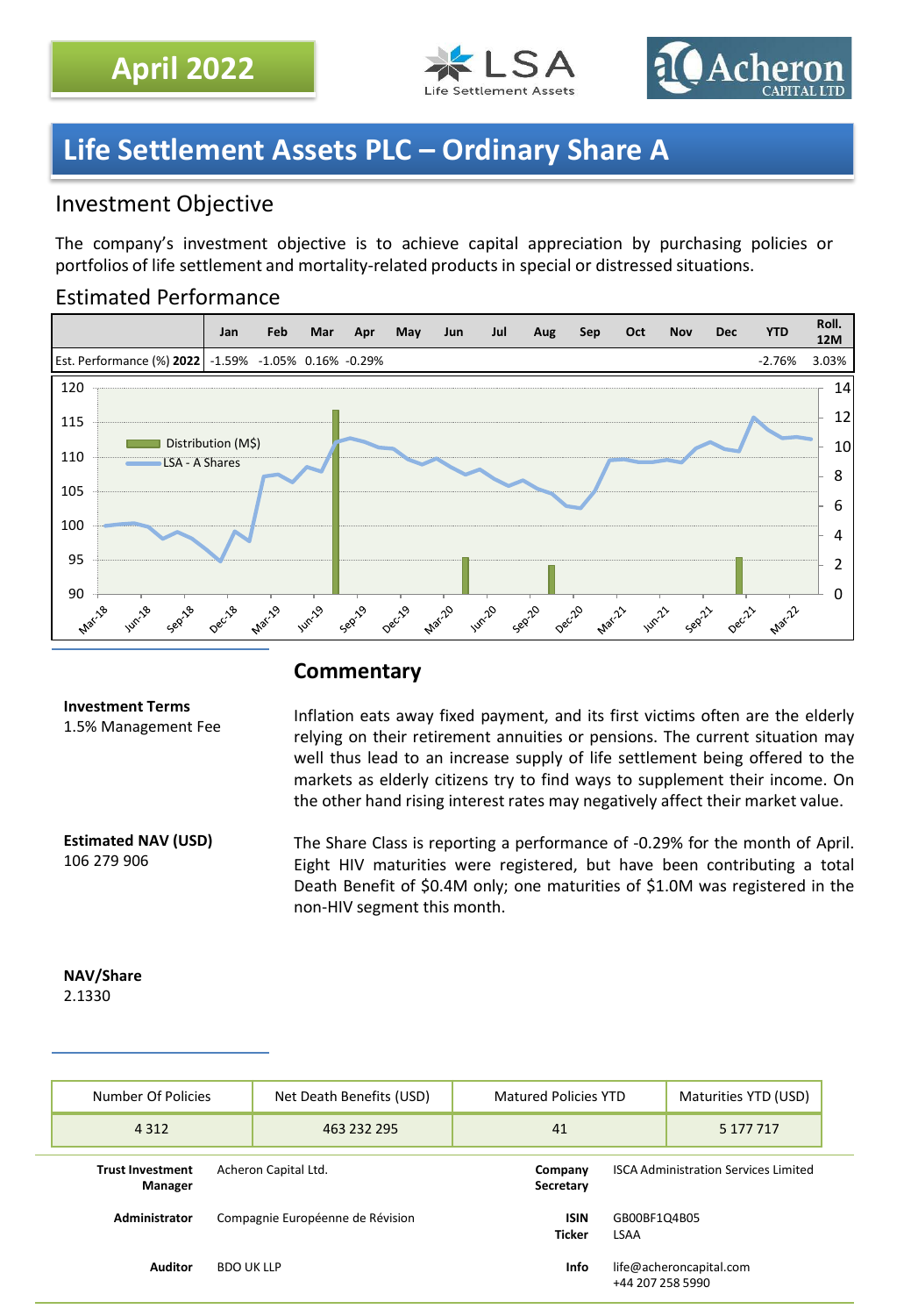**April 2022**

# Life Settlement Assets PLC – Ordinary Share A

## Investment Objective

The company's investment objective is to achieve capital appreciation by purchasing policies or portfolios of life settlement and mortality-related products in special or distressed situations.

## Estimated Performance

| | Jan | Feb | Mar | Apr | May | Jun | Jul | Aug | Sep | Oct | Nov | Dec | YTD | Roll. 12M |
|---|---|---|---|---|---|---|---|---|---|---|---|---|---|---|
| Est. Performance (%) **2022** | -1.59% | -1.05% | 0.16% | -0.29% | | | | | | | | | -2.76% | 3.03% |

**Investment Terms**
1.5% Management Fee

**Estimated NAV (USD)**
106 279 906

**NAV/Share**
2.1330

## Commentary

Inflation eats away fixed payment, and its first victims often are the elderly relying on their retirement annuities or pensions. The current situation may well thus lead to an increase supply of life settlement being offered to the markets as elderly citizens try to find ways to supplement their income. On the other hand rising interest rates may negatively affect their market value.

The Share Class is reporting a performance of -0.29% for the month of April. Eight HIV maturities were registered, but have been contributing a total Death Benefit of $0.4M only; one maturities of $1.0M was registered in the non-HIV segment this month.

| Number Of Policies | Net Death Benefits (USD) | Matured Policies YTD | Maturities YTD (USD) |
|---|---|---|---|
| 4 312 | 463 232 295 | 41 | 5 177 717 |

| | | | |
|---|---|---|---|
| **Trust Investment Manager** | Acheron Capital Ltd. | **Company Secretary** | ISCA Administration Services Limited |
| **Administrator** | Compagnie Européenne de Révision | **ISIN Ticker** | GB00BF1Q4B05 LSAA |
| **Auditor** | BDO UK LLP | **Info** | life@acheroncapital.com +44 207 258 5990 |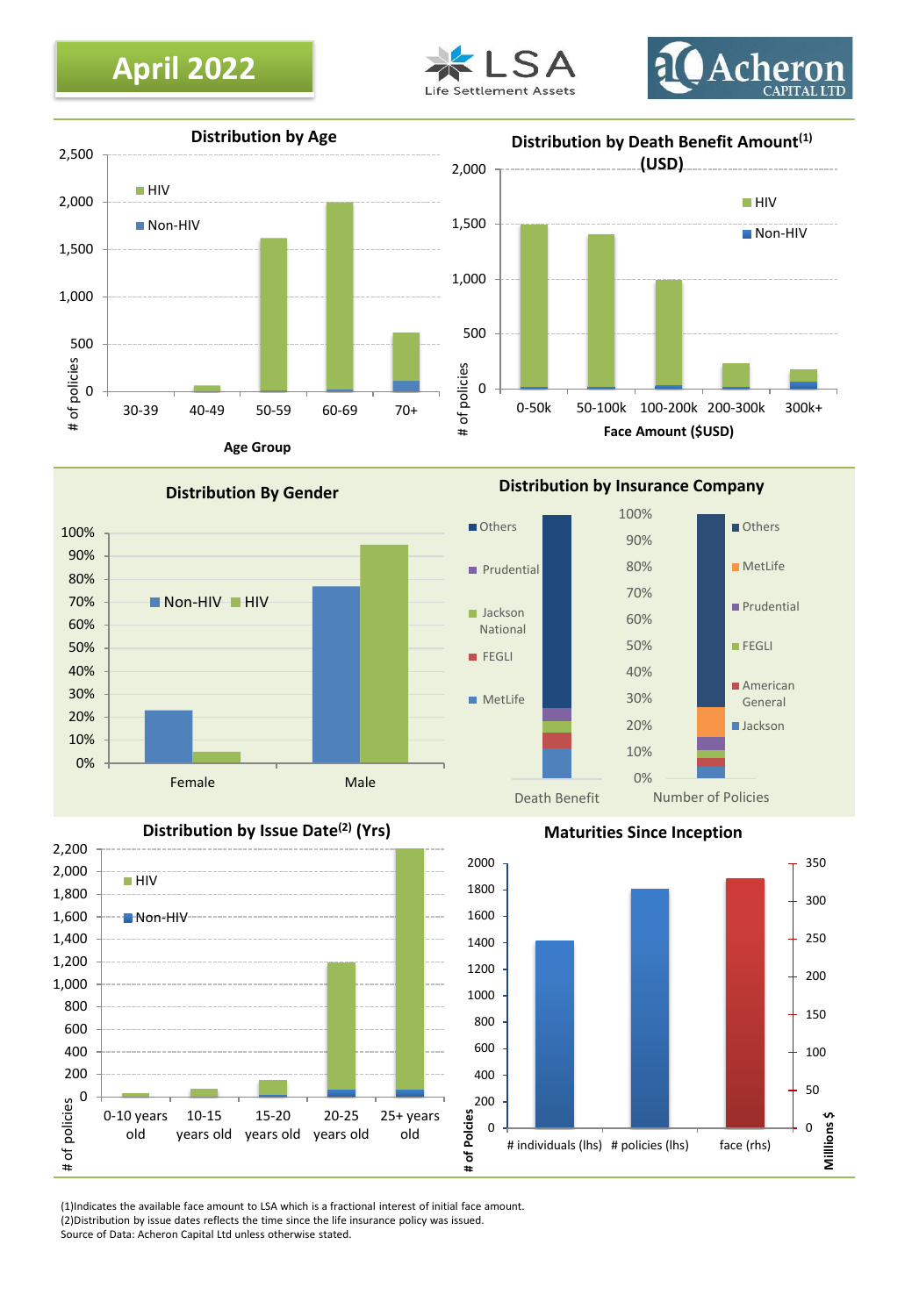**April 2022**

LSA Life Settlement Assets

Acheron CAPITAL LTD

## Distribution by Age

HIV / Non-HIV

\# of policies (0 – 2,500)

Age Group: 30-39, 40-49, 50-59, 60-69, 70+

## Distribution by Death Benefit Amount(1) (USD)

HIV / Non-HIV

\# of policies (0 – 2,000)

Face Amount ($USD): 0-50k, 50-100k, 100-200k, 200-300k, 300k+

## Distribution By Gender

Non-HIV / HIV

0% – 100%

Female, Male

## Distribution by Insurance Company

Death Benefit: Others, Prudential, Jackson National, FEGLI, MetLife

Number of Policies: Others, MetLife, Prudential, FEGLI, American General, Jackson

0% – 100%

## Distribution by Issue Date(2) (Yrs)

HIV / Non-HIV

\# of policies (0 – 2,200)

0-10 years old, 10-15 years old, 15-20 years old, 20-25 years old, 25+ years old

## Maturities Since Inception

\# of Policies (0 – 2000) / Millions $ (0 – 350)

\# individuals (lhs), # policies (lhs), face (rhs)

(1)Indicates the available face amount to LSA which is a fractional interest of initial face amount.
(2)Distribution by issue dates reflects the time since the life insurance policy was issued.
Source of Data: Acheron Capital Ltd unless otherwise stated.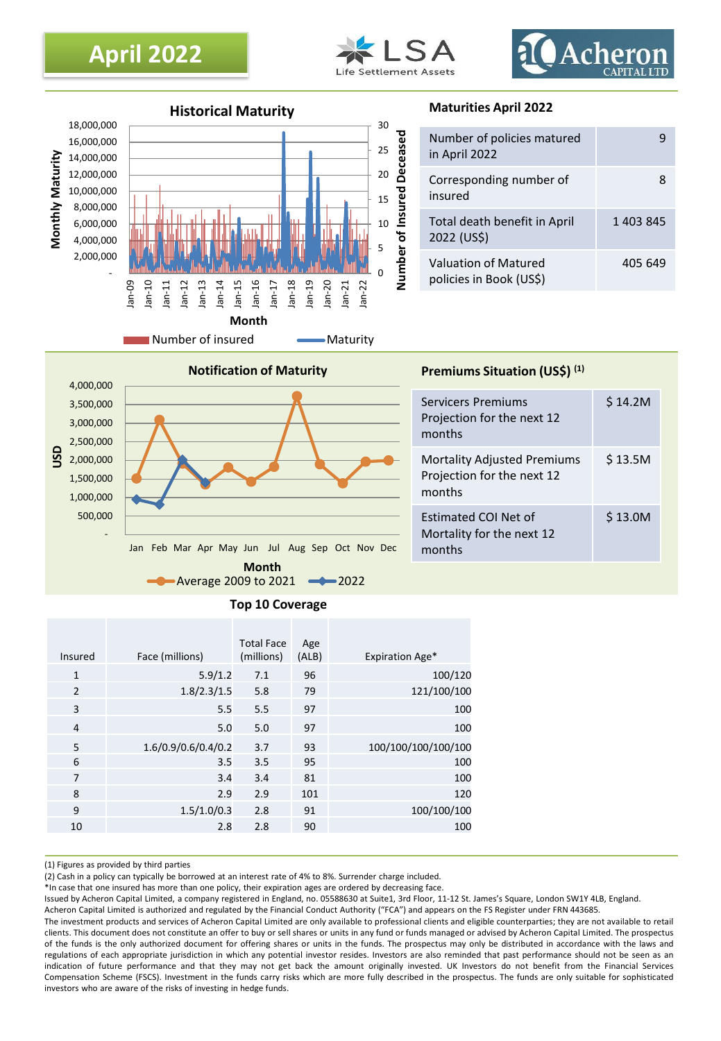# April 2022

LSA Life Settlement Assets

Acheron CAPITAL LTD

## Historical Maturity

Monthly Maturity

18,000,000
16,000,000
14,000,000
12,000,000
10,000,000
8,000,000
6,000,000
4,000,000
2,000,000
-

Number of Insured Deceased

30
25
20
15
10
5
0

Jan-09 Jan-10 Jan-11 Jan-12 Jan-13 Jan-14 Jan-15 Jan-16 Jan-17 Jan-18 Jan-19 Jan-20 Jan-21 Jan-22

Month

Number of insured    Maturity

## Maturities April 2022

| | |
|---|---|
| Number of policies matured in April 2022 | 9 |
| Corresponding number of insured | 8 |
| Total death benefit in April 2022 (US$) | 1 403 845 |
| Valuation of Matured policies in Book (US$) | 405 649 |

## Notification of Maturity

USD

4,000,000
3,500,000
3,000,000
2,500,000
2,000,000
1,500,000
1,000,000
500,000
-

Jan Feb Mar Apr May Jun Jul Aug Sep Oct Nov Dec

Month

Average 2009 to 2021    2022

## Premiums Situation (US$) (1)

| | |
|---|---|
| Servicers Premiums Projection for the next 12 months | $ 14.2M |
| Mortality Adjusted Premiums Projection for the next 12 months | $ 13.5M |
| Estimated COI Net of Mortality for the next 12 months | $ 13.0M |

## Top 10 Coverage

| Insured | Face (millions) | Total Face (millions) | Age (ALB) | Expiration Age* |
|---|---|---|---|---|
| 1 | 5.9/1.2 | 7.1 | 96 | 100/120 |
| 2 | 1.8/2.3/1.5 | 5.8 | 79 | 121/100/100 |
| 3 | 5.5 | 5.5 | 97 | 100 |
| 4 | 5.0 | 5.0 | 97 | 100 |
| 5 | 1.6/0.9/0.6/0.4/0.2 | 3.7 | 93 | 100/100/100/100/100 |
| 6 | 3.5 | 3.5 | 95 | 100 |
| 7 | 3.4 | 3.4 | 81 | 100 |
| 8 | 2.9 | 2.9 | 101 | 120 |
| 9 | 1.5/1.0/0.3 | 2.8 | 91 | 100/100/100 |
| 10 | 2.8 | 2.8 | 90 | 100 |

(1) Figures as provided by third parties
(2) Cash in a policy can typically be borrowed at an interest rate of 4% to 8%. Surrender charge included.
*In case that one insured has more than one policy, their expiration ages are ordered by decreasing face.
Issued by Acheron Capital Limited, a company registered in England, no. 05588630 at Suite1, 3rd Floor, 11-12 St. James's Square, London SW1Y 4LB, England.
Acheron Capital Limited is authorized and regulated by the Financial Conduct Authority ("FCA") and appears on the FS Register under FRN 443685.
The investment products and services of Acheron Capital Limited are only available to professional clients and eligible counterparties; they are not available to retail clients. This document does not constitute an offer to buy or sell shares or units in any fund or funds managed or advised by Acheron Capital Limited. The prospectus of the funds is the only authorized document for offering shares or units in the funds. The prospectus may only be distributed in accordance with the laws and regulations of each appropriate jurisdiction in which any potential investor resides. Investors are also reminded that past performance should not be seen as an indication of future performance and that they may not get back the amount originally invested. UK Investors do not benefit from the Financial Services Compensation Scheme (FSCS). Investment in the funds carry risks which are more fully described in the prospectus. The funds are only suitable for sophisticated investors who are aware of the risks of investing in hedge funds.